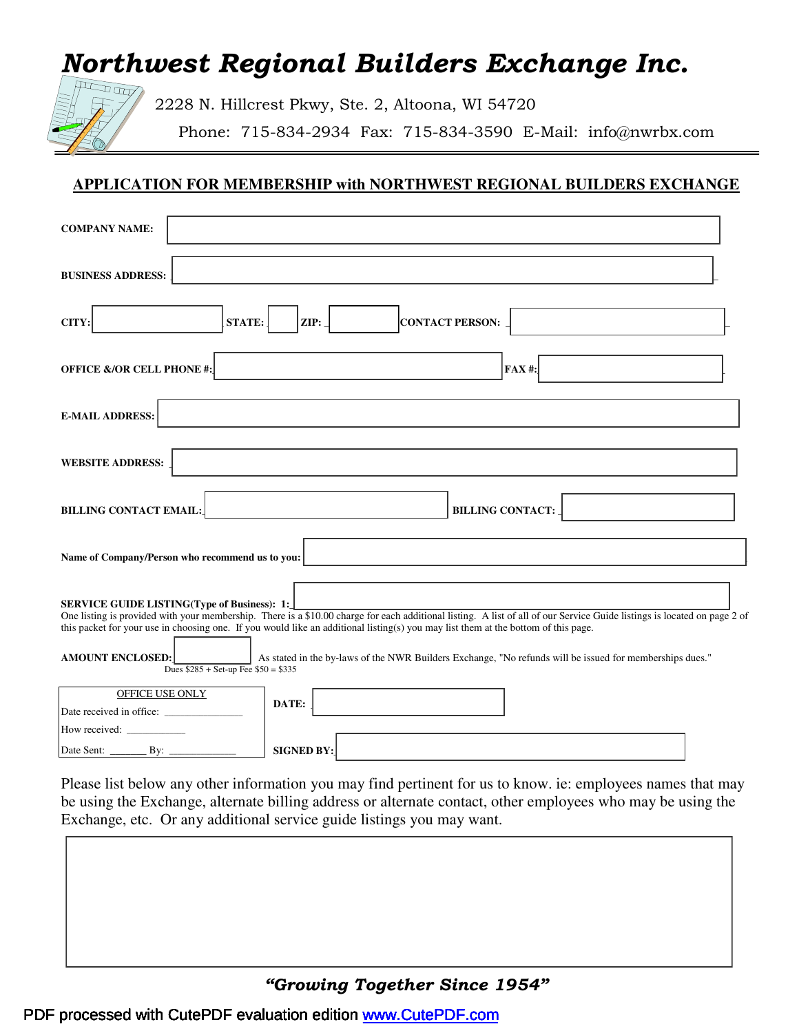# *Northwest Regional Builders Exchange Inc.*

2228 N. Hillcrest Pkwy, Ste. 2, Altoona, WI 54720

Phone: 715-834-2934 Fax: 715-834-3590 E-Mail: info@nwrbx.com

## APPLICATION FOR MEMBERSHIP with NORTHWEST REGIONAL BUILDERS EXCHANGE

**COMPANY NAME:**

**BUSINESS ADDRESS:**

**CITY:** **STATE:** **ZIP:** **CONTACT PERSON:**

**OFFICE &/OR CELL PHONE #:** **FAX #:**

**E-MAIL ADDRESS:**

**WEBSITE ADDRESS:**

**BILLING CONTACT EMAIL:** **BILLING CONTACT:**

**Name of Company/Person who recommend us to you:**

**SERVICE GUIDE LISTING(Type of Business): 1:**

One listing is provided with your membership. There is a $10.00 charge for each additional listing. A list of all of our Service Guide listings is located on page 2 of this packet for your use in choosing one. If you would like an additional listing(s) you may list them at the bottom of this page.

**AMOUNT ENCLOSED:** As stated in the by-laws of the NWR Builders Exchange, "No refunds will be issued for memberships dues."

Dues $285 + Set-up Fee $50 = $335

OFFICE USE ONLY

Date received in office: _______________

How received: ___________

Date Sent: _______ By: _____________

**DATE:**

**SIGNED BY:**

Please list below any other information you may find pertinent for us to know. ie: employees names that may be using the Exchange, alternate billing address or alternate contact, other employees who may be using the Exchange, etc. Or any additional service guide listings you may want.

***"Growing Together Since 1954"***

PDF processed with CutePDF evaluation edition www.CutePDF.com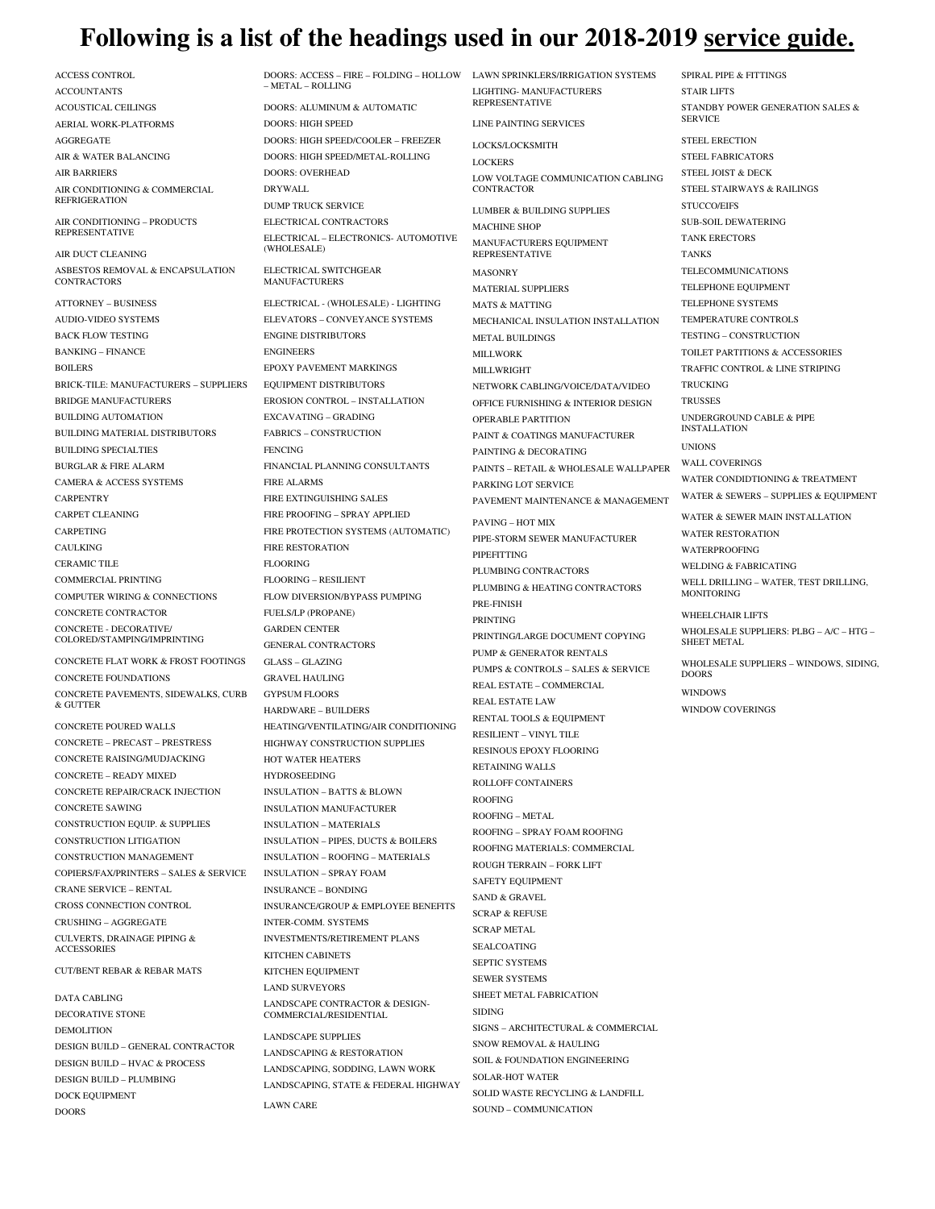# Following is a list of the headings used in our 2018-2019 <u>service guide.</u>

ACCESS CONTROL
ACCOUNTANTS
ACOUSTICAL CEILINGS
AERIAL WORK-PLATFORMS
AGGREGATE
AIR & WATER BALANCING
AIR BARRIERS
AIR CONDITIONING & COMMERCIAL REFRIGERATION
AIR CONDITIONING – PRODUCTS REPRESENTATIVE
AIR DUCT CLEANING
ASBESTOS REMOVAL & ENCAPSULATION CONTRACTORS
ATTORNEY – BUSINESS
AUDIO-VIDEO SYSTEMS
BACK FLOW TESTING
BANKING – FINANCE
BOILERS
BRICK-TILE: MANUFACTURERS – SUPPLIERS
BRIDGE MANUFACTURERS
BUILDING AUTOMATION
BUILDING MATERIAL DISTRIBUTORS
BUILDING SPECIALTIES
BURGLAR & FIRE ALARM
CAMERA & ACCESS SYSTEMS
CARPENTRY
CARPET CLEANING
CARPETING
CAULKING
CERAMIC TILE
COMMERCIAL PRINTING
COMPUTER WIRING & CONNECTIONS
CONCRETE CONTRACTOR
CONCRETE - DECORATIVE/ COLORED/STAMPING/IMPRINTING
CONCRETE FLAT WORK & FROST FOOTINGS
CONCRETE FOUNDATIONS
CONCRETE PAVEMENTS, SIDEWALKS, CURB & GUTTER
CONCRETE POURED WALLS
CONCRETE – PRECAST – PRESTRESS
CONCRETE RAISING/MUDJACKING
CONCRETE – READY MIXED
CONCRETE REPAIR/CRACK INJECTION
CONCRETE SAWING
CONSTRUCTION EQUIP. & SUPPLIES
CONSTRUCTION LITIGATION
CONSTRUCTION MANAGEMENT
COPIERS/FAX/PRINTERS – SALES & SERVICE
CRANE SERVICE – RENTAL
CROSS CONNECTION CONTROL
CRUSHING – AGGREGATE
CULVERTS, DRAINAGE PIPING & ACCESSORIES
CUT/BENT REBAR & REBAR MATS
DATA CABLING
DECORATIVE STONE
DEMOLITION
DESIGN BUILD – GENERAL CONTRACTOR
DESIGN BUILD – HVAC & PROCESS
DESIGN BUILD – PLUMBING
DOCK EQUIPMENT
DOORS
DOORS: ACCESS – FIRE – FOLDING – HOLLOW – METAL – ROLLING
DOORS: ALUMINUM & AUTOMATIC
DOORS: HIGH SPEED
DOORS: HIGH SPEED/COOLER – FREEZER
DOORS: HIGH SPEED/METAL-ROLLING
DOORS: OVERHEAD
DRYWALL
DUMP TRUCK SERVICE
ELECTRICAL CONTRACTORS
ELECTRICAL – ELECTRONICS- AUTOMOTIVE (WHOLESALE)
ELECTRICAL SWITCHGEAR MANUFACTURERS
ELECTRICAL - (WHOLESALE) - LIGHTING
ELEVATORS – CONVEYANCE SYSTEMS
ENGINE DISTRIBUTORS
ENGINEERS
EPOXY PAVEMENT MARKINGS
EQUIPMENT DISTRIBUTORS
EROSION CONTROL – INSTALLATION
EXCAVATING – GRADING
FABRICS – CONSTRUCTION
FENCING
FINANCIAL PLANNING CONSULTANTS
FIRE ALARMS
FIRE EXTINGUISHING SALES
FIRE PROOFING – SPRAY APPLIED
FIRE PROTECTION SYSTEMS (AUTOMATIC)
FIRE RESTORATION
FLOORING
FLOORING – RESILIENT
FLOW DIVERSION/BYPASS PUMPING
FUELS/LP (PROPANE)
GARDEN CENTER
GENERAL CONTRACTORS
GLASS – GLAZING
GRAVEL HAULING
GYPSUM FLOORS
HARDWARE – BUILDERS
HEATING/VENTILATING/AIR CONDITIONING
HIGHWAY CONSTRUCTION SUPPLIES
HOT WATER HEATERS
HYDROSEEDING
INSULATION – BATTS & BLOWN
INSULATION MANUFACTURER
INSULATION – MATERIALS
INSULATION – PIPES, DUCTS & BOILERS
INSULATION – ROOFING – MATERIALS
INSULATION – SPRAY FOAM
INSURANCE – BONDING
INSURANCE/GROUP & EMPLOYEE BENEFITS
INTER-COMM. SYSTEMS
INVESTMENTS/RETIREMENT PLANS
KITCHEN CABINETS
KITCHEN EQUIPMENT
LAND SURVEYORS
LANDSCAPE CONTRACTOR & DESIGN-COMMERCIAL/RESIDENTIAL
LANDSCAPE SUPPLIES
LANDSCAPING & RESTORATION
LANDSCAPING, SODDING, LAWN WORK
LANDSCAPING, STATE & FEDERAL HIGHWAY
LAWN CARE
LAWN SPRINKLERS/IRRIGATION SYSTEMS
LIGHTING- MANUFACTURERS REPRESENTATIVE
LINE PAINTING SERVICES
LOCKS/LOCKSMITH
LOCKERS
LOW VOLTAGE COMMUNICATION CABLING CONTRACTOR
LUMBER & BUILDING SUPPLIES
MACHINE SHOP
MANUFACTURERS EQUIPMENT REPRESENTATIVE
MASONRY
MATERIAL SUPPLIERS
MATS & MATTING
MECHANICAL INSULATION INSTALLATION
METAL BUILDINGS
MILLWORK
MILLWRIGHT
NETWORK CABLING/VOICE/DATA/VIDEO
OFFICE FURNISHING & INTERIOR DESIGN
OPERABLE PARTITION
PAINT & COATINGS MANUFACTURER
PAINTING & DECORATING
PAINTS – RETAIL & WHOLESALE WALLPAPER
PARKING LOT SERVICE
PAVEMENT MAINTENANCE & MANAGEMENT
PAVING – HOT MIX
PIPE-STORM SEWER MANUFACTURER
PIPEFITTING
PLUMBING CONTRACTORS
PLUMBING & HEATING CONTRACTORS
PRE-FINISH
PRINTING
PRINTING/LARGE DOCUMENT COPYING
PUMP & GENERATOR RENTALS
PUMPS & CONTROLS – SALES & SERVICE
REAL ESTATE – COMMERCIAL
REAL ESTATE LAW
RENTAL TOOLS & EQUIPMENT
RESILIENT – VINYL TILE
RESINOUS EPOXY FLOORING
RETAINING WALLS
ROLLOFF CONTAINERS
ROOFING
ROOFING – METAL
ROOFING – SPRAY FOAM ROOFING
ROOFING MATERIALS: COMMERCIAL
ROUGH TERRAIN – FORK LIFT
SAFETY EQUIPMENT
SAND & GRAVEL
SCRAP & REFUSE
SCRAP METAL
SEALCOATING
SEPTIC SYSTEMS
SEWER SYSTEMS
SHEET METAL FABRICATION
SIDING
SIGNS – ARCHITECTURAL & COMMERCIAL
SNOW REMOVAL & HAULING
SOIL & FOUNDATION ENGINEERING
SOLAR-HOT WATER
SOLID WASTE RECYCLING & LANDFILL
SOUND – COMMUNICATION
SPIRAL PIPE & FITTINGS
STAIR LIFTS
STANDBY POWER GENERATION SALES & SERVICE
STEEL ERECTION
STEEL FABRICATORS
STEEL JOIST & DECK
STEEL STAIRWAYS & RAILINGS
STUCCO/EIFS
SUB-SOIL DEWATERING
TANK ERECTORS
TANKS
TELECOMMUNICATIONS
TELEPHONE EQUIPMENT
TELEPHONE SYSTEMS
TEMPERATURE CONTROLS
TESTING – CONSTRUCTION
TOILET PARTITIONS & ACCESSORIES
TRAFFIC CONTROL & LINE STRIPING
TRUCKING
TRUSSES
UNDERGROUND CABLE & PIPE INSTALLATION
UNIONS
WALL COVERINGS
WATER CONDIDTIONING & TREATMENT
WATER & SEWERS – SUPPLIES & EQUIPMENT
WATER & SEWER MAIN INSTALLATION
WATER RESTORATION
WATERPROOFING
WELDING & FABRICATING
WELL DRILLING – WATER, TEST DRILLING, MONITORING
WHEELCHAIR LIFTS
WHOLESALE SUPPLIERS: PLBG – A/C – HTG – SHEET METAL
WHOLESALE SUPPLIERS – WINDOWS, SIDING, DOORS
WINDOWS
WINDOW COVERINGS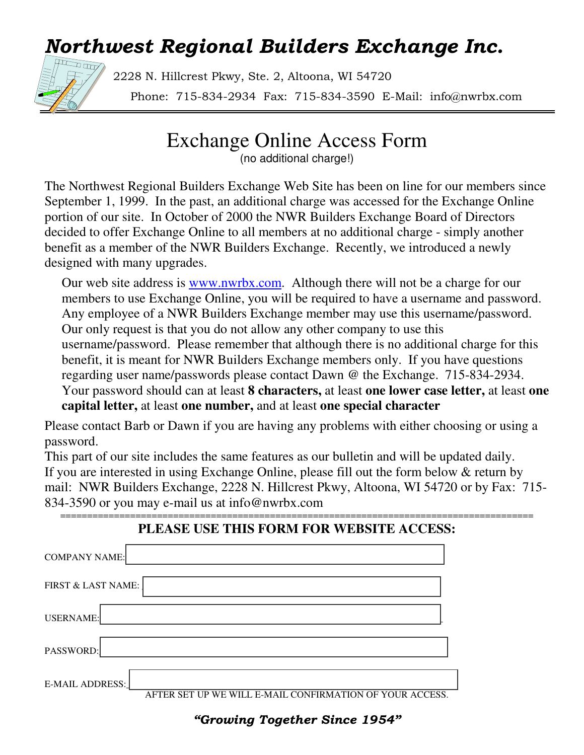# *Northwest Regional Builders Exchange Inc.*

2228 N. Hillcrest Pkwy, Ste. 2, Altoona, WI 54720

Phone: 715-834-2934 Fax: 715-834-3590 E-Mail: info@nwrbx.com

## Exchange Online Access Form

(no additional charge!)

The Northwest Regional Builders Exchange Web Site has been on line for our members since September 1, 1999. In the past, an additional charge was accessed for the Exchange Online portion of our site. In October of 2000 the NWR Builders Exchange Board of Directors decided to offer Exchange Online to all members at no additional charge - simply another benefit as a member of the NWR Builders Exchange. Recently, we introduced a newly designed with many upgrades.

Our web site address is www.nwrbx.com. Although there will not be a charge for our members to use Exchange Online, you will be required to have a username and password. Any employee of a NWR Builders Exchange member may use this username/password. Our only request is that you do not allow any other company to use this username/password. Please remember that although there is no additional charge for this benefit, it is meant for NWR Builders Exchange members only. If you have questions regarding user name/passwords please contact Dawn @ the Exchange. 715-834-2934. Your password should can at least **8 characters,** at least **one lower case letter,** at least **one capital letter,** at least **one number,** and at least **one special character**

Please contact Barb or Dawn if you are having any problems with either choosing or using a password.

This part of our site includes the same features as our bulletin and will be updated daily.

If you are interested in using Exchange Online, please fill out the form below & return by mail: NWR Builders Exchange, 2228 N. Hillcrest Pkwy, Altoona, WI 54720 or by Fax: 715-834-3590 or you may e-mail us at info@nwrbx.com

================================================================================

**PLEASE USE THIS FORM FOR WEBSITE ACCESS:**

COMPANY NAME: ____________________

FIRST & LAST NAME: ____________________

USERNAME: ____________________

PASSWORD: ____________________

E-MAIL ADDRESS: ____________________

AFTER SET UP WE WILL E-MAIL CONFIRMATION OF YOUR ACCESS.

***"Growing Together Since 1954"***